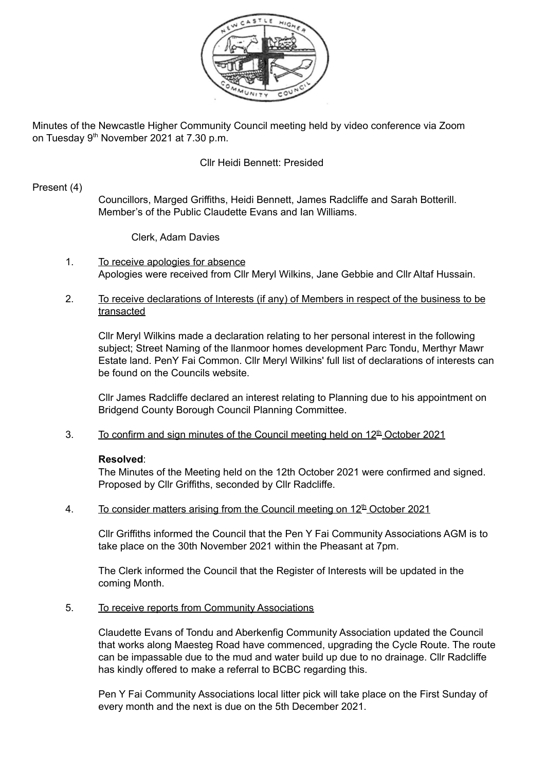Minutes of the Newcastle Higher Community Council meeting held by video conference via Zoom on Tuesday 9th November 2021 at 7.30 p.m.

Cllr Heidi Bennett: Presided

Present (4)

Councillors, Marged Griffiths, Heidi Bennett, James Radcliffe and Sarah Botterill. Member's of the Public Claudette Evans and Ian Williams.

Clerk, Adam Davies

1. To receive apologies for absence

   Apologies were received from Cllr Meryl Wilkins, Jane Gebbie and Cllr Altaf Hussain.

2. To receive declarations of Interests (if any) of Members in respect of the business to be transacted

   Cllr Meryl Wilkins made a declaration relating to her personal interest in the following subject; Street Naming of the llanmoor homes development Parc Tondu, Merthyr Mawr Estate land. PenY Fai Common. Cllr Meryl Wilkins' full list of declarations of interests can be found on the Councils website.

   Cllr James Radcliffe declared an interest relating to Planning due to his appointment on Bridgend County Borough Council Planning Committee.

3. To confirm and sign minutes of the Council meeting held on 12th October 2021

   **Resolved**:
   The Minutes of the Meeting held on the 12th October 2021 were confirmed and signed. Proposed by Cllr Griffiths, seconded by Cllr Radcliffe.

4. To consider matters arising from the Council meeting on 12th October 2021

   Cllr Griffiths informed the Council that the Pen Y Fai Community Associations AGM is to take place on the 30th November 2021 within the Pheasant at 7pm.

   The Clerk informed the Council that the Register of Interests will be updated in the coming Month.

5. To receive reports from Community Associations

   Claudette Evans of Tondu and Aberkenfig Community Association updated the Council that works along Maesteg Road have commenced, upgrading the Cycle Route. The route can be impassable due to the mud and water build up due to no drainage. Cllr Radcliffe has kindly offered to make a referral to BCBC regarding this.

   Pen Y Fai Community Associations local litter pick will take place on the First Sunday of every month and the next is due on the 5th December 2021.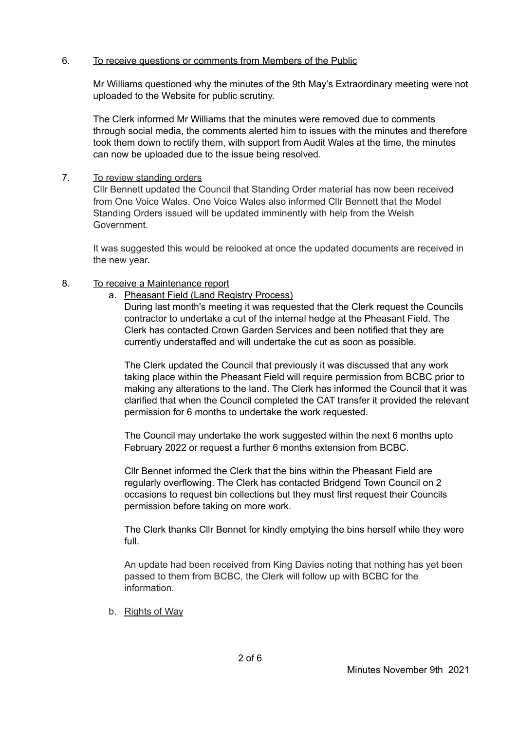6. <u>To receive questions or comments from Members of the Public</u>

   Mr Williams questioned why the minutes of the 9th May's Extraordinary meeting were not uploaded to the Website for public scrutiny.

   The Clerk informed Mr Williams that the minutes were removed due to comments through social media, the comments alerted him to issues with the minutes and therefore took them down to rectify them, with support from Audit Wales at the time, the minutes can now be uploaded due to the issue being resolved.

7. <u>To review standing orders</u>

   Cllr Bennett updated the Council that Standing Order material has now been received from One Voice Wales. One Voice Wales also informed Cllr Bennett that the Model Standing Orders issued will be updated imminently with help from the Welsh Government.

   It was suggested this would be relooked at once the updated documents are received in the new year.

8. <u>To receive a Maintenance report</u>

   a. <u>Pheasant Field (Land Registry Process)</u>

      During last month's meeting it was requested that the Clerk request the Councils contractor to undertake a cut of the internal hedge at the Pheasant Field. The Clerk has contacted Crown Garden Services and been notified that they are currently understaffed and will undertake the cut as soon as possible.

      The Clerk updated the Council that previously it was discussed that any work taking place within the Pheasant Field will require permission from BCBC prior to making any alterations to the land. The Clerk has informed the Council that it was clarified that when the Council completed the CAT transfer it provided the relevant permission for 6 months to undertake the work requested.

      The Council may undertake the work suggested within the next 6 months upto February 2022 or request a further 6 months extension from BCBC.

      Cllr Bennet informed the Clerk that the bins within the Pheasant Field are regularly overflowing. The Clerk has contacted Bridgend Town Council on 2 occasions to request bin collections but they must first request their Councils permission before taking on more work.

      The Clerk thanks Cllr Bennet for kindly emptying the bins herself while they were full.

      An update had been received from King Davies noting that nothing has yet been passed to them from BCBC, the Clerk will follow up with BCBC for the information.

   b. <u>Rights of Way</u>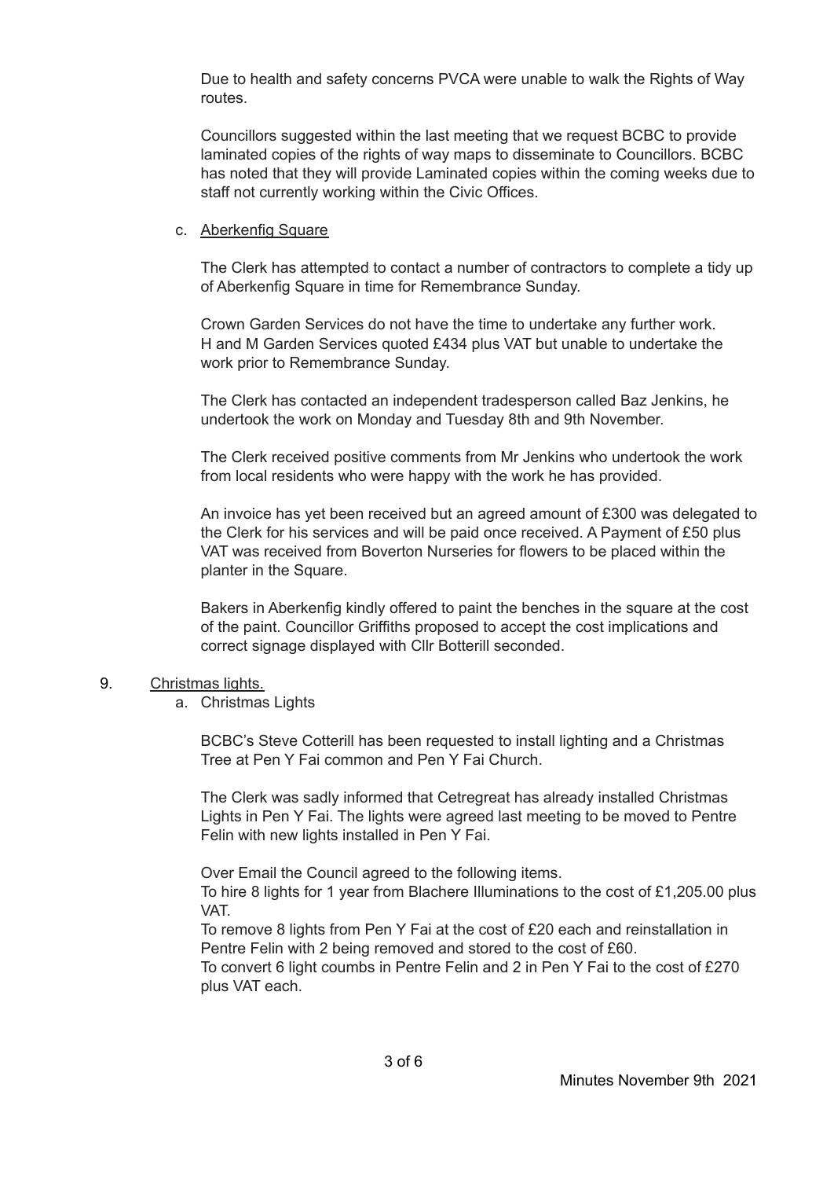Due to health and safety concerns PVCA were unable to walk the Rights of Way routes.

Councillors suggested within the last meeting that we request BCBC to provide laminated copies of the rights of way maps to disseminate to Councillors. BCBC has noted that they will provide Laminated copies within the coming weeks due to staff not currently working within the Civic Offices.

c. Aberkenfig Square

The Clerk has attempted to contact a number of contractors to complete a tidy up of Aberkenfig Square in time for Remembrance Sunday.

Crown Garden Services do not have the time to undertake any further work. H and M Garden Services quoted £434 plus VAT but unable to undertake the work prior to Remembrance Sunday.

The Clerk has contacted an independent tradesperson called Baz Jenkins, he undertook the work on Monday and Tuesday 8th and 9th November.

The Clerk received positive comments from Mr Jenkins who undertook the work from local residents who were happy with the work he has provided.

An invoice has yet been received but an agreed amount of £300 was delegated to the Clerk for his services and will be paid once received. A Payment of £50 plus VAT was received from Boverton Nurseries for flowers to be placed within the planter in the Square.

Bakers in Aberkenfig kindly offered to paint the benches in the square at the cost of the paint. Councillor Griffiths proposed to accept the cost implications and correct signage displayed with Cllr Botterill seconded.

9. Christmas lights.

a. Christmas Lights

BCBC's Steve Cotterill has been requested to install lighting and a Christmas Tree at Pen Y Fai common and Pen Y Fai Church.

The Clerk was sadly informed that Cetregreat has already installed Christmas Lights in Pen Y Fai. The lights were agreed last meeting to be moved to Pentre Felin with new lights installed in Pen Y Fai.

Over Email the Council agreed to the following items.
To hire 8 lights for 1 year from Blachere Illuminations to the cost of £1,205.00 plus VAT.
To remove 8 lights from Pen Y Fai at the cost of £20 each and reinstallation in Pentre Felin with 2 being removed and stored to the cost of £60.
To convert 6 light coumbs in Pentre Felin and 2 in Pen Y Fai to the cost of £270 plus VAT each.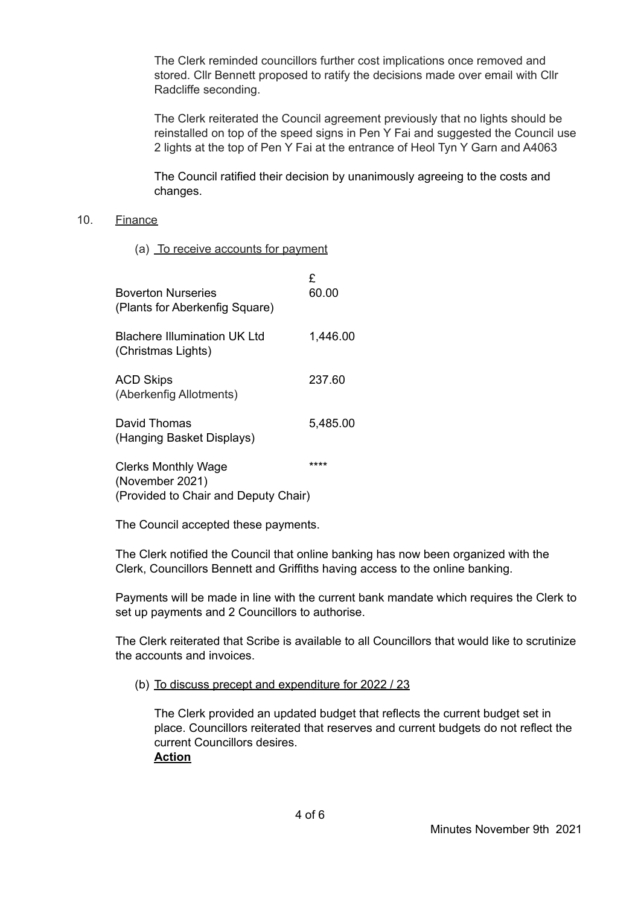The Clerk reminded councillors further cost implications once removed and stored. Cllr Bennett proposed to ratify the decisions made over email with Cllr Radcliffe seconding.

The Clerk reiterated the Council agreement previously that no lights should be reinstalled on top of the speed signs in Pen Y Fai and suggested the Council use 2 lights at the top of Pen Y Fai at the entrance of Heol Tyn Y Garn and A4063

The Council ratified their decision by unanimously agreeing to the costs and changes.

10. Finance

(a) To receive accounts for payment

| | £ |
|---|---|
| Boverton Nurseries (Plants for Aberkenfig Square) | 60.00 |
| Blachere Illumination UK Ltd (Christmas Lights) | 1,446.00 |
| ACD Skips (Aberkenfig Allotments) | 237.60 |
| David Thomas (Hanging Basket Displays) | 5,485.00 |
| Clerks Monthly Wage (November 2021) (Provided to Chair and Deputy Chair) | **** |

The Council accepted these payments.

The Clerk notified the Council that online banking has now been organized with the Clerk, Councillors Bennett and Griffiths having access to the online banking.

Payments will be made in line with the current bank mandate which requires the Clerk to set up payments and 2 Councillors to authorise.

The Clerk reiterated that Scribe is available to all Councillors that would like to scrutinize the accounts and invoices.

(b) To discuss precept and expenditure for 2022 / 23

The Clerk provided an updated budget that reflects the current budget set in place. Councillors reiterated that reserves and current budgets do not reflect the current Councillors desires.

**Action**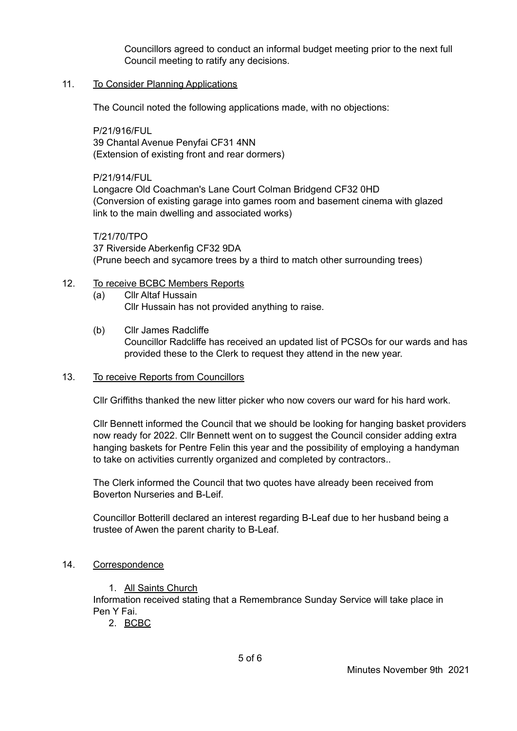Councillors agreed to conduct an informal budget meeting prior to the next full Council meeting to ratify any decisions.

11. <u>To Consider Planning Applications</u>

The Council noted the following applications made, with no objections:

P/21/916/FUL
39 Chantal Avenue Penyfai CF31 4NN
(Extension of existing front and rear dormers)

P/21/914/FUL
Longacre Old Coachman's Lane Court Colman Bridgend CF32 0HD
(Conversion of existing garage into games room and basement cinema with glazed link to the main dwelling and associated works)

T/21/70/TPO
37 Riverside Aberkenfig CF32 9DA
(Prune beech and sycamore trees by a third to match other surrounding trees)

12. <u>To receive BCBC Members Reports</u>
    (a) Cllr Altaf Hussain
    Cllr Hussain has not provided anything to raise.

    (b) Cllr James Radcliffe
    Councillor Radcliffe has received an updated list of PCSOs for our wards and has provided these to the Clerk to request they attend in the new year.

13. <u>To receive Reports from Councillors</u>

Cllr Griffiths thanked the new litter picker who now covers our ward for his hard work.

Cllr Bennett informed the Council that we should be looking for hanging basket providers now ready for 2022. Cllr Bennett went on to suggest the Council consider adding extra hanging baskets for Pentre Felin this year and the possibility of employing a handyman to take on activities currently organized and completed by contractors..

The Clerk informed the Council that two quotes have already been received from Boverton Nurseries and B-Leif.

Councillor Botterill declared an interest regarding B-Leaf due to her husband being a trustee of Awen the parent charity to B-Leaf.

14. <u>Correspondence</u>

    1. <u>All Saints Church</u>

    Information received stating that a Remembrance Sunday Service will take place in Pen Y Fai.

    2. <u>BCBC</u>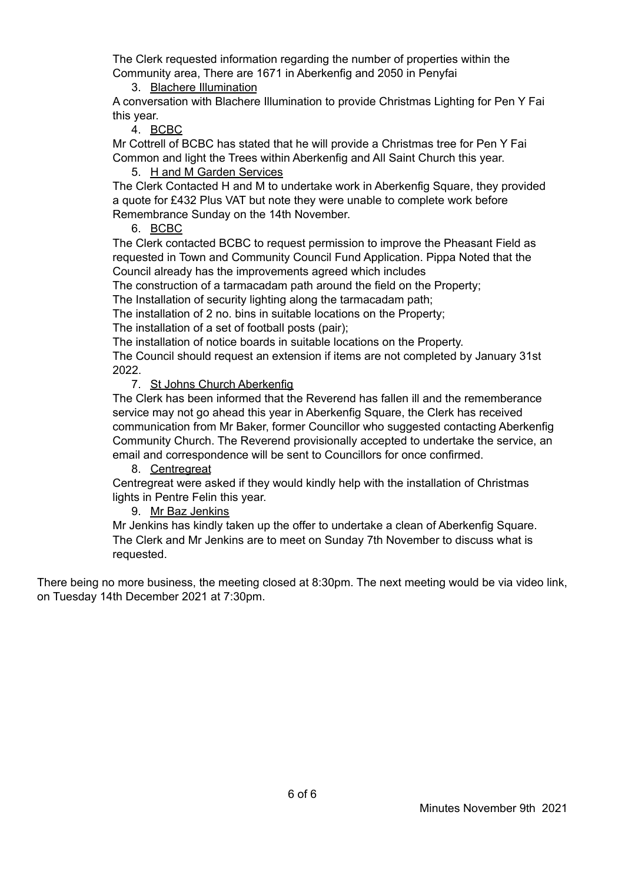The Clerk requested information regarding the number of properties within the Community area, There are 1671 in Aberkenfig and 2050 in Penyfai

3. Blachere Illumination

A conversation with Blachere Illumination to provide Christmas Lighting for Pen Y Fai this year.

4. BCBC

Mr Cottrell of BCBC has stated that he will provide a Christmas tree for Pen Y Fai Common and light the Trees within Aberkenfig and All Saint Church this year.

5. H and M Garden Services

The Clerk Contacted H and M to undertake work in Aberkenfig Square, they provided a quote for £432 Plus VAT but note they were unable to complete work before Remembrance Sunday on the 14th November.

6. BCBC

The Clerk contacted BCBC to request permission to improve the Pheasant Field as requested in Town and Community Council Fund Application. Pippa Noted that the Council already has the improvements agreed which includes

The construction of a tarmacadam path around the field on the Property;

The Installation of security lighting along the tarmacadam path;

The installation of 2 no. bins in suitable locations on the Property;

The installation of a set of football posts (pair);

The installation of notice boards in suitable locations on the Property.

The Council should request an extension if items are not completed by January 31st 2022.

7. St Johns Church Aberkenfig

The Clerk has been informed that the Reverend has fallen ill and the rememberance service may not go ahead this year in Aberkenfig Square, the Clerk has received communication from Mr Baker, former Councillor who suggested contacting Aberkenfig Community Church. The Reverend provisionally accepted to undertake the service, an email and correspondence will be sent to Councillors for once confirmed.

8. Centregreat

Centregreat were asked if they would kindly help with the installation of Christmas lights in Pentre Felin this year.

9. Mr Baz Jenkins

Mr Jenkins has kindly taken up the offer to undertake a clean of Aberkenfig Square. The Clerk and Mr Jenkins are to meet on Sunday 7th November to discuss what is requested.

There being no more business, the meeting closed at 8:30pm. The next meeting would be via video link, on Tuesday 14th December 2021 at 7:30pm.